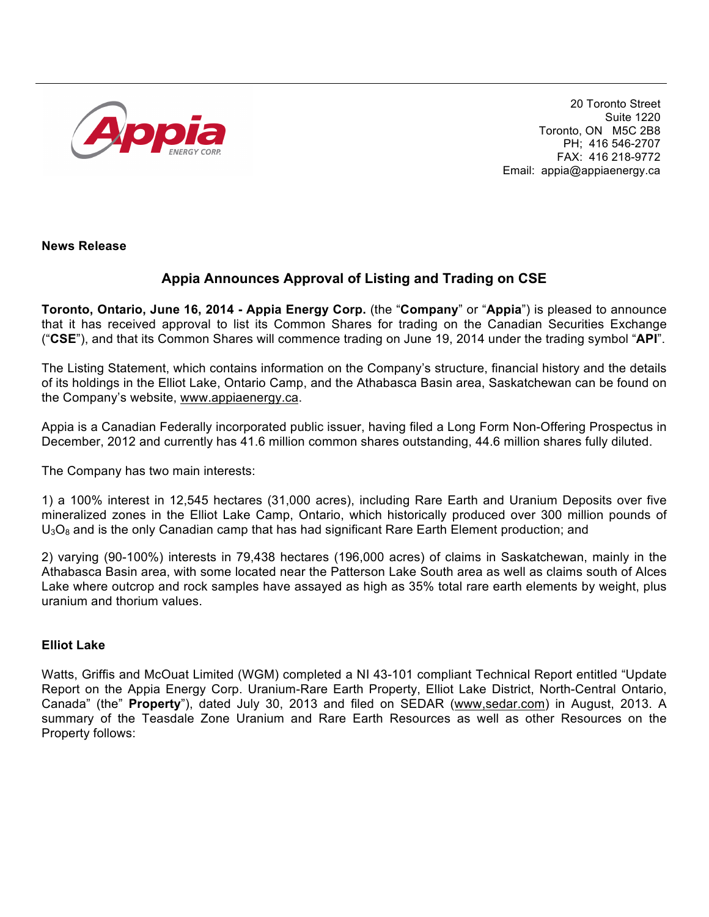20 Toronto Street
Suite 1220
Toronto, ON M5C 2B8
PH; 416 546-2707
FAX: 416 218-9772
Email: appia@appiaenergy.ca

**News Release**

## Appia Announces Approval of Listing and Trading on CSE

**Toronto, Ontario, June 16, 2014 - Appia Energy Corp.** (the "**Company**" or "**Appia**") is pleased to announce that it has received approval to list its Common Shares for trading on the Canadian Securities Exchange ("**CSE**"), and that its Common Shares will commence trading on June 19, 2014 under the trading symbol "**API**".

The Listing Statement, which contains information on the Company's structure, financial history and the details of its holdings in the Elliot Lake, Ontario Camp, and the Athabasca Basin area, Saskatchewan can be found on the Company's website, www.appiaenergy.ca.

Appia is a Canadian Federally incorporated public issuer, having filed a Long Form Non-Offering Prospectus in December, 2012 and currently has 41.6 million common shares outstanding, 44.6 million shares fully diluted.

The Company has two main interests:

1) a 100% interest in 12,545 hectares (31,000 acres), including Rare Earth and Uranium Deposits over five mineralized zones in the Elliot Lake Camp, Ontario, which historically produced over 300 million pounds of $U_3O_8$ and is the only Canadian camp that has had significant Rare Earth Element production; and

2) varying (90-100%) interests in 79,438 hectares (196,000 acres) of claims in Saskatchewan, mainly in the Athabasca Basin area, with some located near the Patterson Lake South area as well as claims south of Alces Lake where outcrop and rock samples have assayed as high as 35% total rare earth elements by weight, plus uranium and thorium values.

**Elliot Lake**

Watts, Griffis and McOuat Limited (WGM) completed a NI 43-101 compliant Technical Report entitled "Update Report on the Appia Energy Corp. Uranium-Rare Earth Property, Elliot Lake District, North-Central Ontario, Canada" (the" **Property**"), dated July 30, 2013 and filed on SEDAR (www,sedar.com) in August, 2013. A summary of the Teasdale Zone Uranium and Rare Earth Resources as well as other Resources on the Property follows: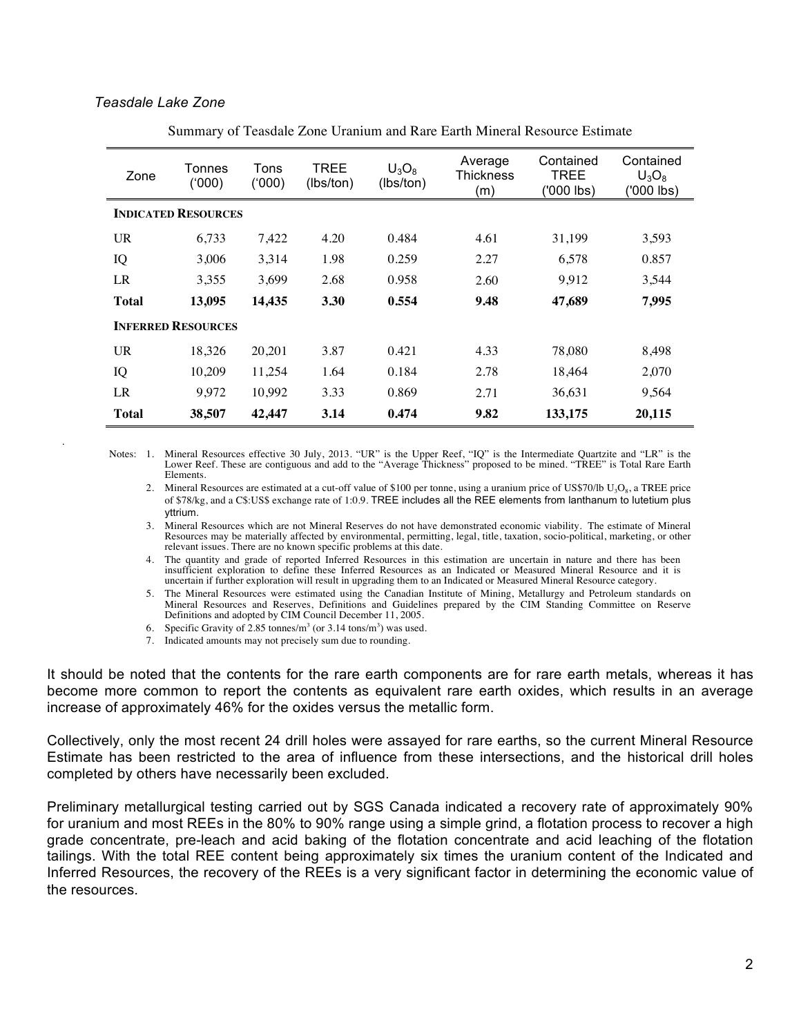*Teasdale Lake Zone*

Summary of Teasdale Zone Uranium and Rare Earth Mineral Resource Estimate

| Zone | Tonnes ('000) | Tons ('000) | TREE (lbs/ton) | $U_3O_8$ (lbs/ton) | Average Thickness (m) | Contained TREE ('000 lbs) | Contained $U_3O_8$ ('000 lbs) |
|---|---|---|---|---|---|---|---|
| **INDICATED RESOURCES** | | | | | | | |
| UR | 6,733 | 7,422 | 4.20 | 0.484 | 4.61 | 31,199 | 3,593 |
| IQ | 3,006 | 3,314 | 1.98 | 0.259 | 2.27 | 6,578 | 0.857 |
| LR | 3,355 | 3,699 | 2.68 | 0.958 | 2.60 | 9,912 | 3,544 |
| **Total** | **13,095** | **14,435** | **3.30** | **0.554** | **9.48** | **47,689** | **7,995** |
| **INFERRED RESOURCES** | | | | | | | |
| UR | 18,326 | 20,201 | 3.87 | 0.421 | 4.33 | 78,080 | 8,498 |
| IQ | 10,209 | 11,254 | 1.64 | 0.184 | 2.78 | 18,464 | 2,070 |
| LR | 9,972 | 10,992 | 3.33 | 0.869 | 2.71 | 36,631 | 9,564 |
| **Total** | **38,507** | **42,447** | **3.14** | **0.474** | **9.82** | **133,175** | **20,115** |

Notes:
1. Mineral Resources effective 30 July, 2013. "UR" is the Upper Reef, "IQ" is the Intermediate Quartzite and "LR" is the Lower Reef. These are contiguous and add to the "Average Thickness" proposed to be mined. "TREE" is Total Rare Earth Elements.
2. Mineral Resources are estimated at a cut-off value of $100 per tonne, using a uranium price of US$70/lb $U_3O_8$, a TREE price of $78/kg, and a C$:US$ exchange rate of 1:0.9. TREE includes all the REE elements from lanthanum to lutetium plus yttrium.
3. Mineral Resources which are not Mineral Reserves do not have demonstrated economic viability. The estimate of Mineral Resources may be materially affected by environmental, permitting, legal, title, taxation, socio-political, marketing, or other relevant issues. There are no known specific problems at this date.
4. The quantity and grade of reported Inferred Resources in this estimation are uncertain in nature and there has been insufficient exploration to define these Inferred Resources as an Indicated or Measured Mineral Resource and it is uncertain if further exploration will result in upgrading them to an Indicated or Measured Mineral Resource category.
5. The Mineral Resources were estimated using the Canadian Institute of Mining, Metallurgy and Petroleum standards on Mineral Resources and Reserves, Definitions and Guidelines prepared by the CIM Standing Committee on Reserve Definitions and adopted by CIM Council December 11, 2005.
6. Specific Gravity of 2.85 tonnes/m$^3$ (or 3.14 tons/m$^3$) was used.
7. Indicated amounts may not precisely sum due to rounding.

It should be noted that the contents for the rare earth components are for rare earth metals, whereas it has become more common to report the contents as equivalent rare earth oxides, which results in an average increase of approximately 46% for the oxides versus the metallic form.

Collectively, only the most recent 24 drill holes were assayed for rare earths, so the current Mineral Resource Estimate has been restricted to the area of influence from these intersections, and the historical drill holes completed by others have necessarily been excluded.

Preliminary metallurgical testing carried out by SGS Canada indicated a recovery rate of approximately 90% for uranium and most REEs in the 80% to 90% range using a simple grind, a flotation process to recover a high grade concentrate, pre-leach and acid baking of the flotation concentrate and acid leaching of the flotation tailings. With the total REE content being approximately six times the uranium content of the Indicated and Inferred Resources, the recovery of the REEs is a very significant factor in determining the economic value of the resources.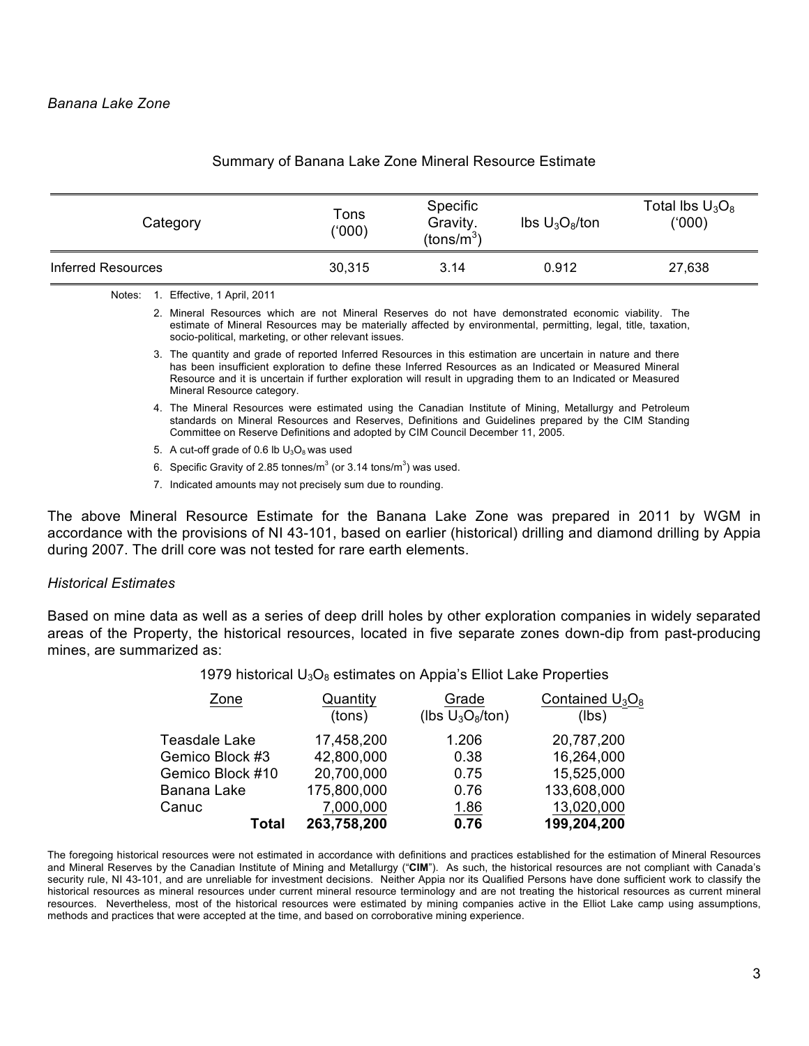### *Banana Lake Zone*

Summary of Banana Lake Zone Mineral Resource Estimate

| Category | Tons ('000) | Specific Gravity. (tons/m$^3$) | lbs $U_3O_8$/ton | Total lbs $U_3O_8$ ('000) |
|---|---|---|---|---|
| Inferred Resources | 30,315 | 3.14 | 0.912 | 27,638 |

Notes:
1. Effective, 1 April, 2011
2. Mineral Resources which are not Mineral Reserves do not have demonstrated economic viability. The estimate of Mineral Resources may be materially affected by environmental, permitting, legal, title, taxation, socio-political, marketing, or other relevant issues.
3. The quantity and grade of reported Inferred Resources in this estimation are uncertain in nature and there has been insufficient exploration to define these Inferred Resources as an Indicated or Measured Mineral Resource and it is uncertain if further exploration will result in upgrading them to an Indicated or Measured Mineral Resource category.
4. The Mineral Resources were estimated using the Canadian Institute of Mining, Metallurgy and Petroleum standards on Mineral Resources and Reserves, Definitions and Guidelines prepared by the CIM Standing Committee on Reserve Definitions and adopted by CIM Council December 11, 2005.
5. A cut-off grade of 0.6 lb $U_3O_8$ was used
6. Specific Gravity of 2.85 tonnes/m$^3$ (or 3.14 tons/m$^3$) was used.
7. Indicated amounts may not precisely sum due to rounding.

The above Mineral Resource Estimate for the Banana Lake Zone was prepared in 2011 by WGM in accordance with the provisions of NI 43-101, based on earlier (historical) drilling and diamond drilling by Appia during 2007. The drill core was not tested for rare earth elements.

### *Historical Estimates*

Based on mine data as well as a series of deep drill holes by other exploration companies in widely separated areas of the Property, the historical resources, located in five separate zones down-dip from past-producing mines, are summarized as:

1979 historical $U_3O_8$ estimates on Appia's Elliot Lake Properties

| Zone | Quantity (tons) | Grade (lbs $U_3O_8$/ton) | Contained $U_3O_8$ (lbs) |
|---|---|---|---|
| Teasdale Lake | 17,458,200 | 1.206 | 20,787,200 |
| Gemico Block #3 | 42,800,000 | 0.38 | 16,264,000 |
| Gemico Block #10 | 20,700,000 | 0.75 | 15,525,000 |
| Banana Lake | 175,800,000 | 0.76 | 133,608,000 |
| Canuc | 7,000,000 | 1.86 | 13,020,000 |
| **Total** | **263,758,200** | **0.76** | **199,204,200** |

The foregoing historical resources were not estimated in accordance with definitions and practices established for the estimation of Mineral Resources and Mineral Reserves by the Canadian Institute of Mining and Metallurgy ("**CIM**"). As such, the historical resources are not compliant with Canada's security rule, NI 43-101, and are unreliable for investment decisions. Neither Appia nor its Qualified Persons have done sufficient work to classify the historical resources as mineral resources under current mineral resource terminology and are not treating the historical resources as current mineral resources. Nevertheless, most of the historical resources were estimated by mining companies active in the Elliot Lake camp using assumptions, methods and practices that were accepted at the time, and based on corroborative mining experience.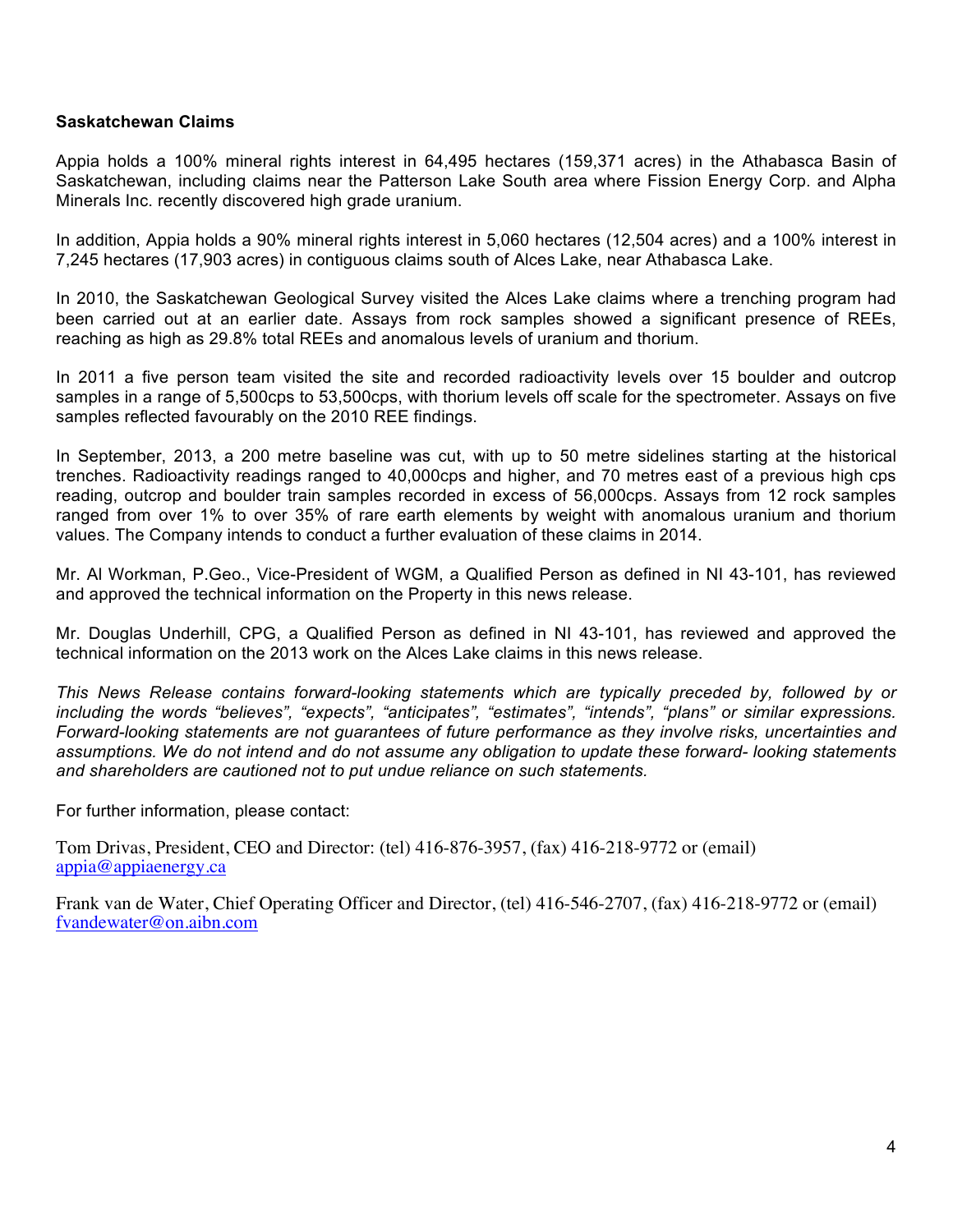**Saskatchewan Claims**

Appia holds a 100% mineral rights interest in 64,495 hectares (159,371 acres) in the Athabasca Basin of Saskatchewan, including claims near the Patterson Lake South area where Fission Energy Corp. and Alpha Minerals Inc. recently discovered high grade uranium.

In addition, Appia holds a 90% mineral rights interest in 5,060 hectares (12,504 acres) and a 100% interest in 7,245 hectares (17,903 acres) in contiguous claims south of Alces Lake, near Athabasca Lake.

In 2010, the Saskatchewan Geological Survey visited the Alces Lake claims where a trenching program had been carried out at an earlier date. Assays from rock samples showed a significant presence of REEs, reaching as high as 29.8% total REEs and anomalous levels of uranium and thorium.

In 2011 a five person team visited the site and recorded radioactivity levels over 15 boulder and outcrop samples in a range of 5,500cps to 53,500cps, with thorium levels off scale for the spectrometer. Assays on five samples reflected favourably on the 2010 REE findings.

In September, 2013, a 200 metre baseline was cut, with up to 50 metre sidelines starting at the historical trenches. Radioactivity readings ranged to 40,000cps and higher, and 70 metres east of a previous high cps reading, outcrop and boulder train samples recorded in excess of 56,000cps. Assays from 12 rock samples ranged from over 1% to over 35% of rare earth elements by weight with anomalous uranium and thorium values. The Company intends to conduct a further evaluation of these claims in 2014.

Mr. Al Workman, P.Geo., Vice-President of WGM, a Qualified Person as defined in NI 43-101, has reviewed and approved the technical information on the Property in this news release.

Mr. Douglas Underhill, CPG, a Qualified Person as defined in NI 43-101, has reviewed and approved the technical information on the 2013 work on the Alces Lake claims in this news release.

*This News Release contains forward-looking statements which are typically preceded by, followed by or including the words "believes", "expects", "anticipates", "estimates", "intends", "plans" or similar expressions. Forward-looking statements are not guarantees of future performance as they involve risks, uncertainties and assumptions. We do not intend and do not assume any obligation to update these forward- looking statements and shareholders are cautioned not to put undue reliance on such statements.*

For further information, please contact:

Tom Drivas, President, CEO and Director: (tel) 416-876-3957, (fax) 416-218-9772 or (email) appia@appiaenergy.ca

Frank van de Water, Chief Operating Officer and Director, (tel) 416-546-2707, (fax) 416-218-9772 or (email) fvandewater@on.aibn.com